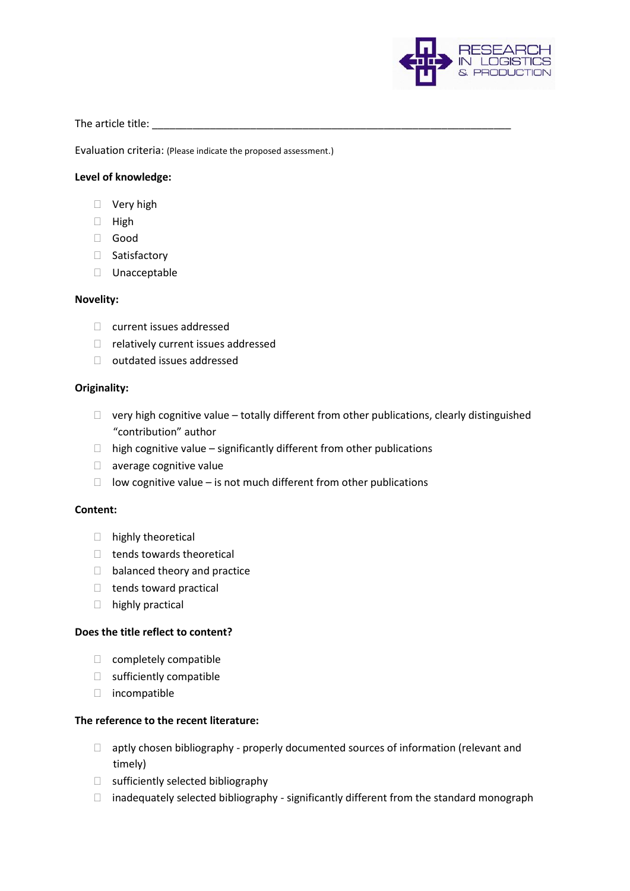The article title: _______________________________________________________________

Evaluation criteria: (Please indicate the proposed assessment.)

**Level of knowledge:**

- ☐ Very high
- ☐ High
- ☐ Good
- ☐ Satisfactory
- ☐ Unacceptable

**Novelity:**

- ☐ current issues addressed
- ☐ relatively current issues addressed
- ☐ outdated issues addressed

**Originality:**

- ☐ very high cognitive value – totally different from other publications, clearly distinguished "contribution" author
- ☐ high cognitive value – significantly different from other publications
- ☐ average cognitive value
- ☐ low cognitive value – is not much different from other publications

**Content:**

- ☐ highly theoretical
- ☐ tends towards theoretical
- ☐ balanced theory and practice
- ☐ tends toward practical
- ☐ highly practical

**Does the title reflect to content?**

- ☐ completely compatible
- ☐ sufficiently compatible
- ☐ incompatible

**The reference to the recent literature:**

- ☐ aptly chosen bibliography - properly documented sources of information (relevant and timely)
- ☐ sufficiently selected bibliography
- ☐ inadequately selected bibliography - significantly different from the standard monograph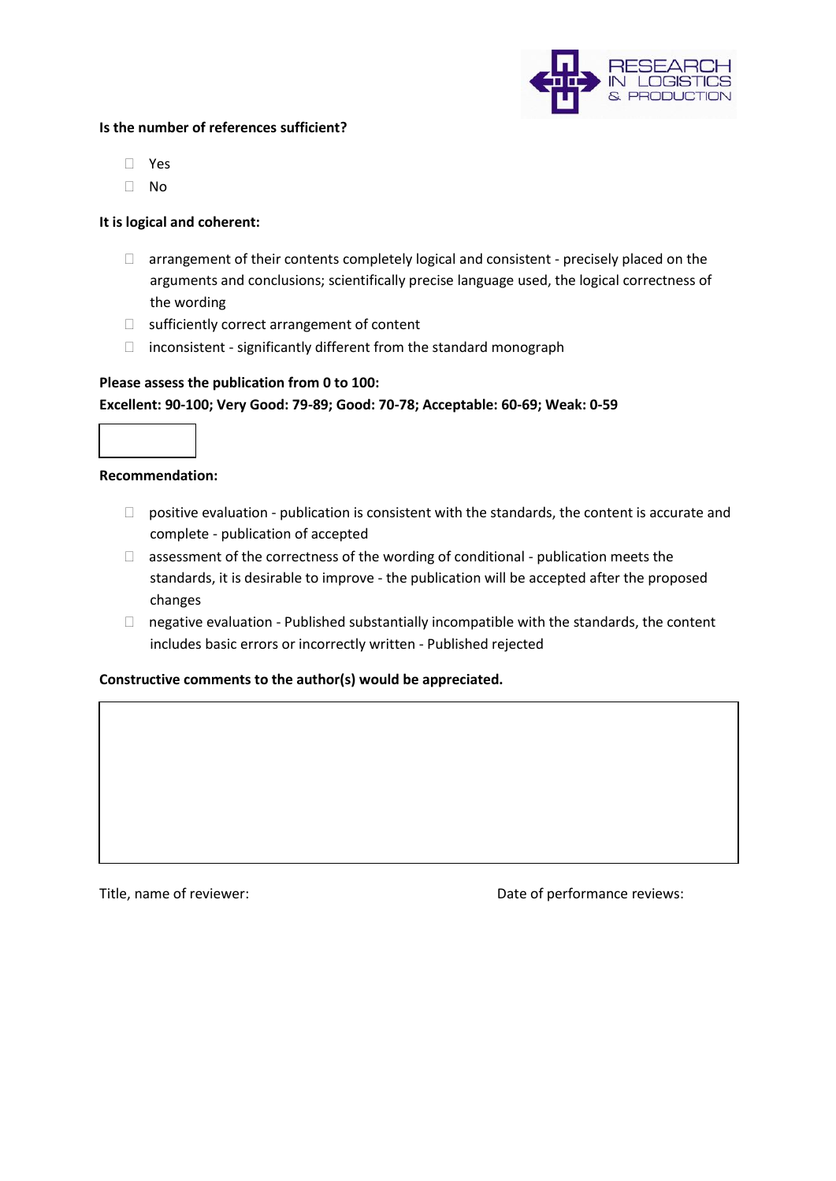**Is the number of references sufficient?**

- ☐ Yes
- ☐ No

**It is logical and coherent:**

- ☐ arrangement of their contents completely logical and consistent - precisely placed on the arguments and conclusions; scientifically precise language used, the logical correctness of the wording
- ☐ sufficiently correct arrangement of content
- ☐ inconsistent - significantly different from the standard monograph

**Please assess the publication from 0 to 100:**
**Excellent: 90-100; Very Good: 79-89; Good: 70-78; Acceptable: 60-69; Weak: 0-59**

**Recommendation:**

- ☐ positive evaluation - publication is consistent with the standards, the content is accurate and complete - publication of accepted
- ☐ assessment of the correctness of the wording of conditional - publication meets the standards, it is desirable to improve - the publication will be accepted after the proposed changes
- ☐ negative evaluation - Published substantially incompatible with the standards, the content includes basic errors or incorrectly written - Published rejected

**Constructive comments to the author(s) would be appreciated.**

Title, name of reviewer: Date of performance reviews: